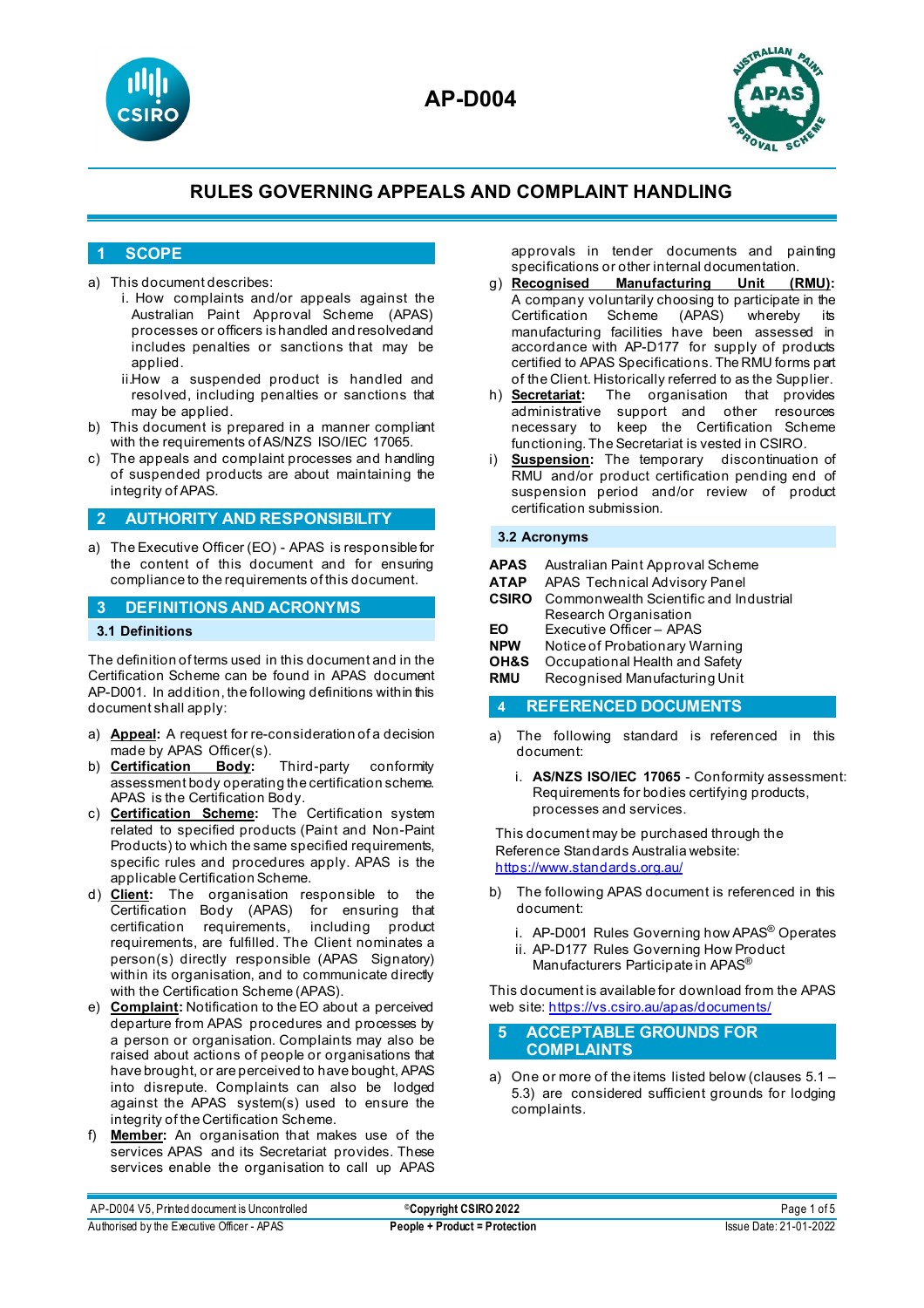# AP-D004

## RULES GOVERNING APPEALS AND COMPLAINT HANDLING

## 1 SCOPE

a) This document describes:
   i. How complaints and/or appeals against the Australian Paint Approval Scheme (APAS) processes or officers is handled and resolved and includes penalties or sanctions that may be applied.
   ii. How a suspended product is handled and resolved, including penalties or sanctions that may be applied.

b) This document is prepared in a manner compliant with the requirements of AS/NZS ISO/IEC 17065.

c) The appeals and complaint processes and handling of suspended products are about maintaining the integrity of APAS.

## 2 AUTHORITY AND RESPONSIBILITY

a) The Executive Officer (EO) - APAS is responsible for the content of this document and for ensuring compliance to the requirements of this document.

## 3 DEFINITIONS AND ACRONYMS

### 3.1 Definitions

The definition of terms used in this document and in the Certification Scheme can be found in APAS document AP-D001. In addition, the following definitions within this document shall apply:

a) **Appeal:** A request for re-consideration of a decision made by APAS Officer(s).

b) **Certification Body:** Third-party conformity assessment body operating the certification scheme. APAS is the Certification Body.

c) **Certification Scheme:** The Certification system related to specified products (Paint and Non-Paint Products) to which the same specified requirements, specific rules and procedures apply. APAS is the applicable Certification Scheme.

d) **Client:** The organisation responsible to the Certification Body (APAS) for ensuring that certification requirements, including product requirements, are fulfilled. The Client nominates a person(s) directly responsible (APAS Signatory) within its organisation, and to communicate directly with the Certification Scheme (APAS).

e) **Complaint:** Notification to the EO about a perceived departure from APAS procedures and processes by a person or organisation. Complaints may also be raised about actions of people or organisations that have brought, or are perceived to have bought, APAS into disrepute. Complaints can also be lodged against the APAS system(s) used to ensure the integrity of the Certification Scheme.

f) **Member:** An organisation that makes use of the services APAS and its Secretariat provides. These services enable the organisation to call up APAS approvals in tender documents and painting specifications or other internal documentation.

g) **Recognised Manufacturing Unit (RMU):** A company voluntarily choosing to participate in the Certification Scheme (APAS) whereby its manufacturing facilities have been assessed in accordance with AP-D177 for supply of products certified to APAS Specifications. The RMU forms part of the Client. Historically referred to as the Supplier.

h) **Secretariat:** The organisation that provides administrative support and other resources necessary to keep the Certification Scheme functioning. The Secretariat is vested in CSIRO.

i) **Suspension:** The temporary discontinuation of RMU and/or product certification pending end of suspension period and/or review of product certification submission.

### 3.2 Acronyms

| | |
|---|---|
| **APAS** | Australian Paint Approval Scheme |
| **ATAP** | APAS Technical Advisory Panel |
| **CSIRO** | Commonwealth Scientific and Industrial Research Organisation |
| **EO** | Executive Officer – APAS |
| **NPW** | Notice of Probationary Warning |
| **OH&S** | Occupational Health and Safety |
| **RMU** | Recognised Manufacturing Unit |

## 4 REFERENCED DOCUMENTS

a) The following standard is referenced in this document:
   i. **AS/NZS ISO/IEC 17065** - Conformity assessment: Requirements for bodies certifying products, processes and services.

This document may be purchased through the Reference Standards Australia website: https://www.standards.org.au/

b) The following APAS document is referenced in this document:
   i. AP-D001 Rules Governing how APAS® Operates
   ii. AP-D177 Rules Governing How Product Manufacturers Participate in APAS®

This document is available for download from the APAS web site: https://vs.csiro.au/apas/documents/

## 5 ACCEPTABLE GROUNDS FOR COMPLAINTS

a) One or more of the items listed below (clauses 5.1 – 5.3) are considered sufficient grounds for lodging complaints.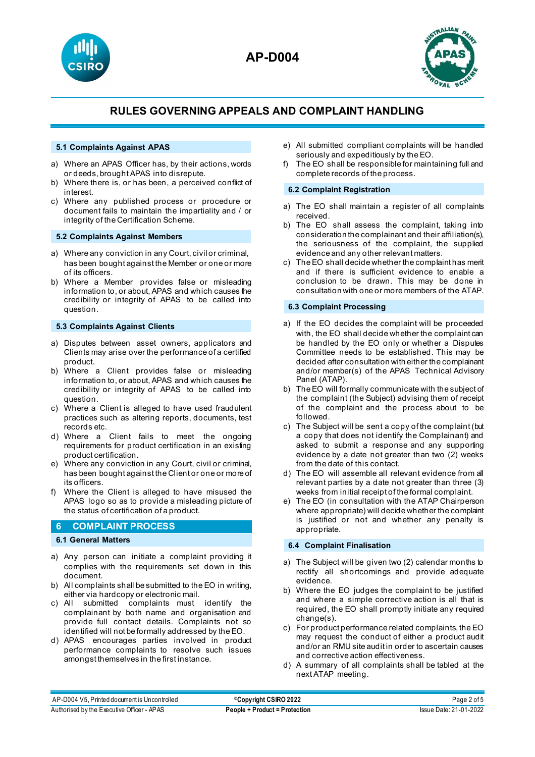### 5.1 Complaints Against APAS

a) Where an APAS Officer has, by their actions, words or deeds, brought APAS into disrepute.
b) Where there is, or has been, a perceived conflict of interest.
c) Where any published process or procedure or document fails to maintain the impartiality and / or integrity of the Certification Scheme.

### 5.2 Complaints Against Members

a) Where any conviction in any Court, civil or criminal, has been bought against the Member or one or more of its officers.
b) Where a Member provides false or misleading information to, or about, APAS and which causes the credibility or integrity of APAS to be called into question.

### 5.3 Complaints Against Clients

a) Disputes between asset owners, applicators and Clients may arise over the performance of a certified product.
b) Where a Client provides false or misleading information to, or about, APAS and which causes the credibility or integrity of APAS to be called into question.
c) Where a Client is alleged to have used fraudulent practices such as altering reports, documents, test records etc.
d) Where a Client fails to meet the ongoing requirements for product certification in an existing product certification.
e) Where any conviction in any Court, civil or criminal, has been bought against the Client or one or more of its officers.
f) Where the Client is alleged to have misused the APAS logo so as to provide a misleading picture of the status of certification of a product.

## 6 COMPLAINT PROCESS

### 6.1 General Matters

a) Any person can initiate a complaint providing it complies with the requirements set down in this document.
b) All complaints shall be submitted to the EO in writing, either via hardcopy or electronic mail.
c) All submitted complaints must identify the complainant by both name and organisation and provide full contact details. Complaints not so identified will not be formally addressed by the EO.
d) APAS encourages parties involved in product performance complaints to resolve such issues amongst themselves in the first instance.
e) All submitted compliant complaints will be handled seriously and expeditiously by the EO.
f) The EO shall be responsible for maintaining full and complete records of the process.

### 6.2 Complaint Registration

a) The EO shall maintain a register of all complaints received.
b) The EO shall assess the complaint, taking into consideration the complainant and their affiliation(s), the seriousness of the complaint, the supplied evidence and any other relevant matters.
c) The EO shall decide whether the complaint has merit and if there is sufficient evidence to enable a conclusion to be drawn. This may be done in consultation with one or more members of the ATAP.

### 6.3 Complaint Processing

a) If the EO decides the complaint will be proceeded with, the EO shall decide whether the complaint can be handled by the EO only or whether a Disputes Committee needs to be established. This may be decided after consultation with either the complainant and/or member(s) of the APAS Technical Advisory Panel (ATAP).
b) The EO will formally communicate with the subject of the complaint (the Subject) advising them of receipt of the complaint and the process about to be followed.
c) The Subject will be sent a copy of the complaint (but a copy that does not identify the Complainant) and asked to submit a response and any supporting evidence by a date not greater than two (2) weeks from the date of this contact.
d) The EO will assemble all relevant evidence from all relevant parties by a date not greater than three (3) weeks from initial receipt of the formal complaint.
e) The EO (in consultation with the ATAP Chairperson where appropriate) will decide whether the complaint is justified or not and whether any penalty is appropriate.

### 6.4 Complaint Finalisation

a) The Subject will be given two (2) calendar months to rectify all shortcomings and provide adequate evidence.
b) Where the EO judges the complaint to be justified and where a simple corrective action is all that is required, the EO shall promptly initiate any required change(s).
c) For product performance related complaints, the EO may request the conduct of either a product audit and/or an RMU site audit in order to ascertain causes and corrective action effectiveness.
d) A summary of all complaints shall be tabled at the next ATAP meeting.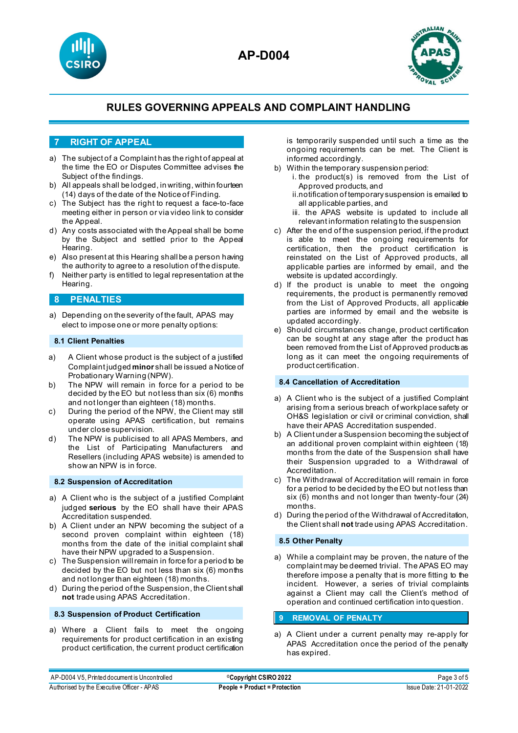# RULES GOVERNING APPEALS AND COMPLAINT HANDLING

## 7 RIGHT OF APPEAL

a) The subject of a Complaint has the right of appeal at the time the EO or Disputes Committee advises the Subject of the findings.

b) All appeals shall be lodged, in writing, within fourteen (14) days of the date of the Notice of Finding.

c) The Subject has the right to request a face-to-face meeting either in person or via video link to consider the Appeal.

d) Any costs associated with the Appeal shall be borne by the Subject and settled prior to the Appeal Hearing.

e) Also present at this Hearing shall be a person having the authority to agree to a resolution of the dispute.

f) Neither party is entitled to legal representation at the Hearing.

## 8 PENALTIES

a) Depending on the severity of the fault, APAS may elect to impose one or more penalty options:

### 8.1 Client Penalties

a) A Client whose product is the subject of a justified Complaint judged **minor** shall be issued a Notice of Probationary Warning (NPW).

b) The NPW will remain in force for a period to be decided by the EO but not less than six (6) months and not longer than eighteen (18) months.

c) During the period of the NPW, the Client may still operate using APAS certification, but remains under close supervision.

d) The NPW is publicised to all APAS Members, and the List of Participating Manufacturers and Resellers (including APAS website) is amended to show an NPW is in force.

### 8.2 Suspension of Accreditation

a) A Client who is the subject of a justified Complaint judged **serious** by the EO shall have their APAS Accreditation suspended.

b) A Client under an NPW becoming the subject of a second proven complaint within eighteen (18) months from the date of the initial complaint shall have their NPW upgraded to a Suspension.

c) The Suspension will remain in force for a period to be decided by the EO but not less than six (6) months and not longer than eighteen (18) months.

d) During the period of the Suspension, the Client shall **not** trade using APAS Accreditation.

### 8.3 Suspension of Product Certification

a) Where a Client fails to meet the ongoing requirements for product certification in an existing product certification, the current product certification is temporarily suspended until such a time as the ongoing requirements can be met. The Client is informed accordingly.

b) Within the temporary suspension period:
   i. the product(s) is removed from the List of Approved products, and
   ii. notification of temporary suspension is emailed to all applicable parties, and
   iii. the APAS website is updated to include all relevant information relating to the suspension

c) After the end of the suspension period, if the product is able to meet the ongoing requirements for certification, then the product certification is reinstated on the List of Approved products, all applicable parties are informed by email, and the website is updated accordingly.

d) If the product is unable to meet the ongoing requirements, the product is permanently removed from the List of Approved Products, all applicable parties are informed by email and the website is updated accordingly.

e) Should circumstances change, product certification can be sought at any stage after the product has been removed from the List of Approved products as long as it can meet the ongoing requirements of product certification.

### 8.4 Cancellation of Accreditation

a) A Client who is the subject of a justified Complaint arising from a serious breach of workplace safety or OH&S legislation or civil or criminal conviction, shall have their APAS Accreditation suspended.

b) A Client under a Suspension becoming the subject of an additional proven complaint within eighteen (18) months from the date of the Suspension shall have their Suspension upgraded to a Withdrawal of Accreditation.

c) The Withdrawal of Accreditation will remain in force for a period to be decided by the EO but not less than six (6) months and not longer than twenty-four (24) months.

d) During the period of the Withdrawal of Accreditation, the Client shall **not** trade using APAS Accreditation.

### 8.5 Other Penalty

a) While a complaint may be proven, the nature of the complaint may be deemed trivial. The APAS EO may therefore impose a penalty that is more fitting to the incident. However, a series of trivial complaints against a Client may call the Client's method of operation and continued certification into question.

## 9 REMOVAL OF PENALTY

a) A Client under a current penalty may re-apply for APAS Accreditation once the period of the penalty has expired.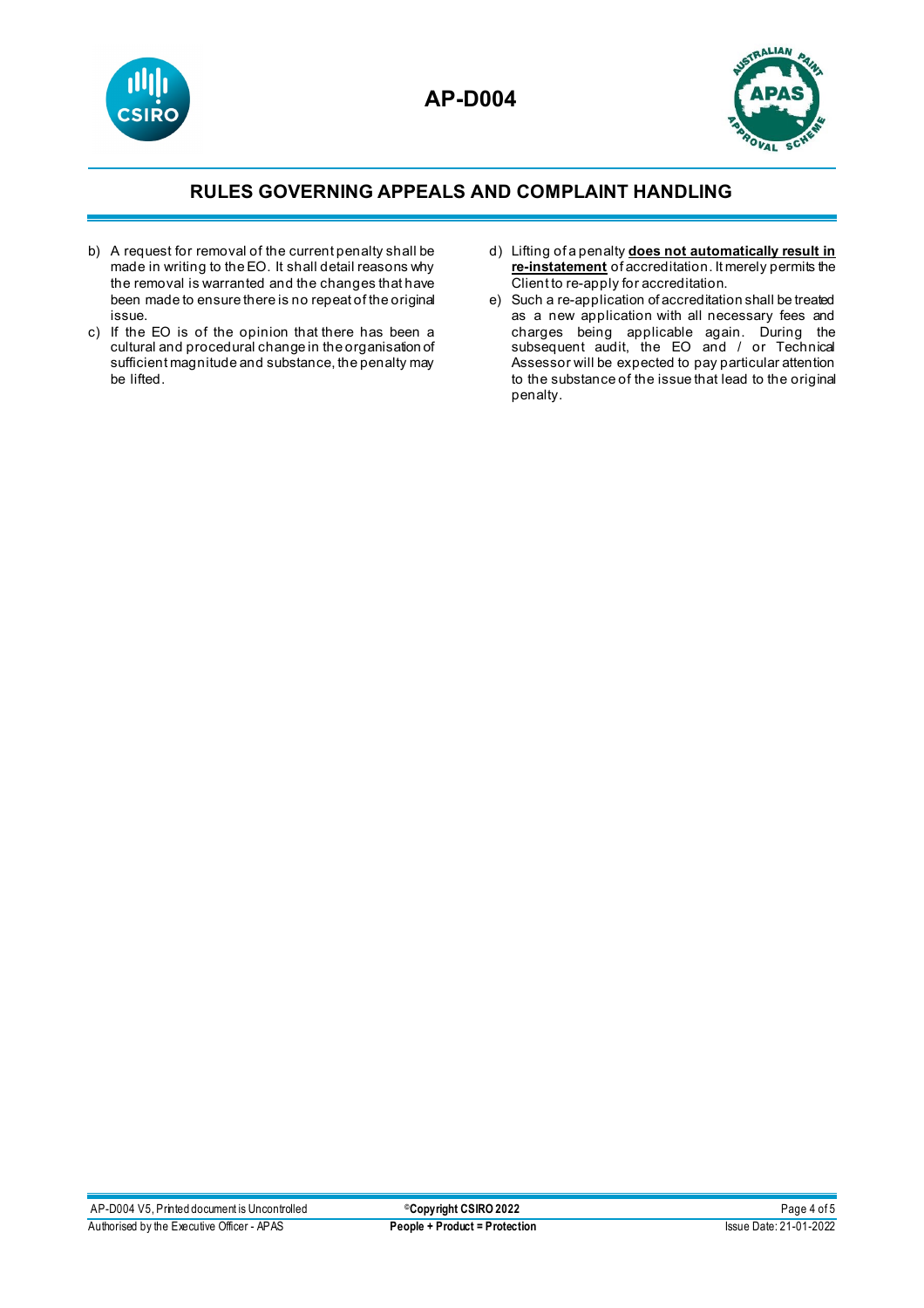b) A request for removal of the current penalty shall be made in writing to the EO. It shall detail reasons why the removal is warranted and the changes that have been made to ensure there is no repeat of the original issue.

c) If the EO is of the opinion that there has been a cultural and procedural change in the organisation of sufficient magnitude and substance, the penalty may be lifted.

d) Lifting of a penalty **does not automatically result in re-instatement** of accreditation. It merely permits the Client to re-apply for accreditation.

e) Such a re-application of accreditation shall be treated as a new application with all necessary fees and charges being applicable again. During the subsequent audit, the EO and / or Technical Assessor will be expected to pay particular attention to the substance of the issue that lead to the original penalty.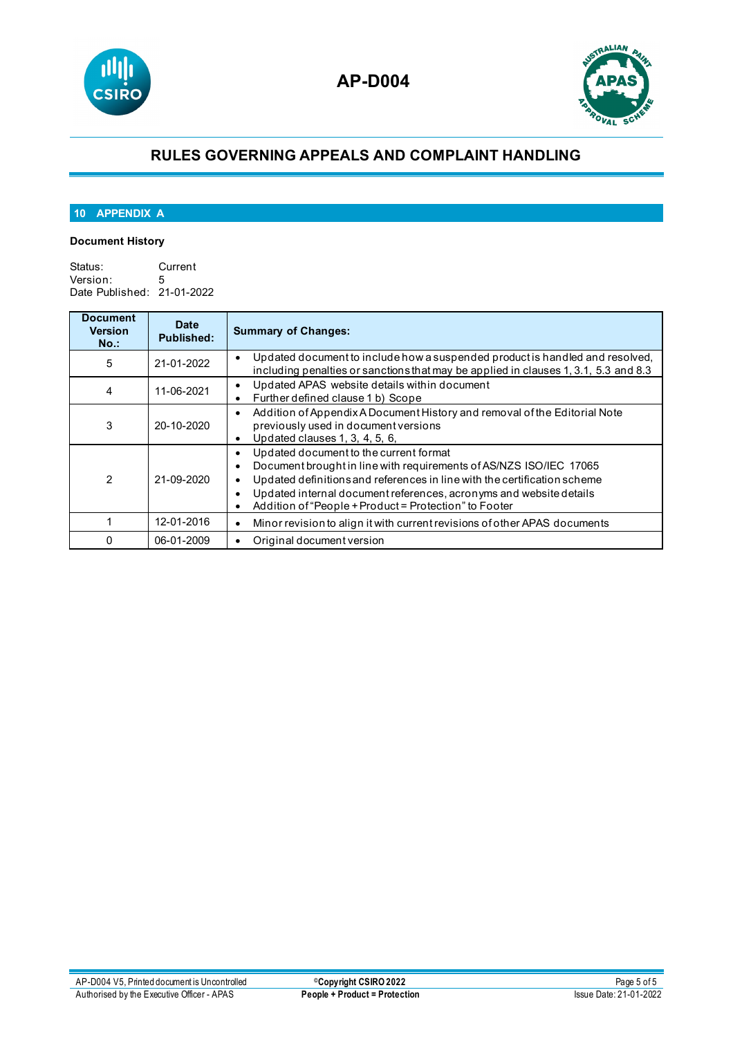## 10 APPENDIX A

**Document History**

Status: Current
Version: 5
Date Published: 21-01-2022

| Document Version No.: | Date Published: | Summary of Changes: |
|---|---|---|
| 5 | 21-01-2022 | • Updated document to include how a suspended product is handled and resolved, including penalties or sanctions that may be applied in clauses 1, 3.1, 5.3 and 8.3 |
| 4 | 11-06-2021 | • Updated APAS website details within document<br>• Further defined clause 1 b) Scope |
| 3 | 20-10-2020 | • Addition of Appendix A Document History and removal of the Editorial Note previously used in document versions<br>• Updated clauses 1, 3, 4, 5, 6, |
| 2 | 21-09-2020 | • Updated document to the current format<br>• Document brought in line with requirements of AS/NZS ISO/IEC 17065<br>• Updated definitions and references in line with the certification scheme<br>• Updated internal document references, acronyms and website details<br>• Addition of "People + Product = Protection" to Footer |
| 1 | 12-01-2016 | • Minor revision to align it with current revisions of other APAS documents |
| 0 | 06-01-2009 | • Original document version |